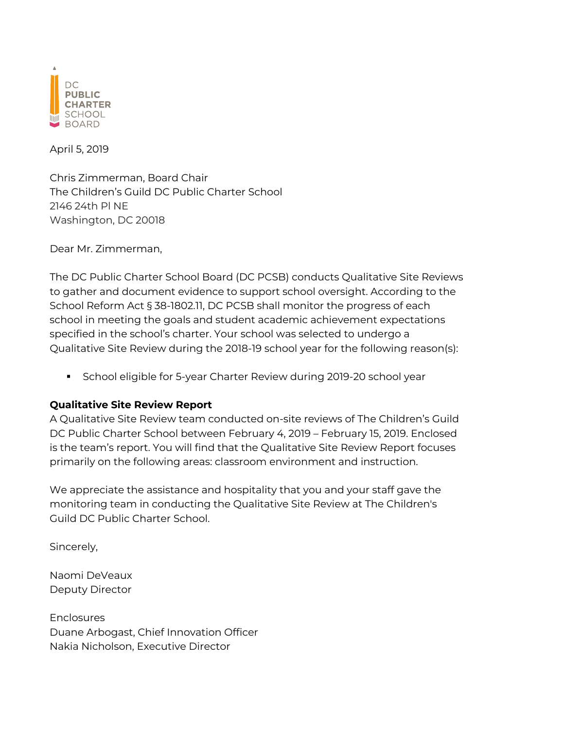DC
PUBLIC
CHARTER
SCHOOL
BOARD

April 5, 2019

Chris Zimmerman, Board Chair
The Children's Guild DC Public Charter School
2146 24th Pl NE
Washington, DC 20018

Dear Mr. Zimmerman,

The DC Public Charter School Board (DC PCSB) conducts Qualitative Site Reviews to gather and document evidence to support school oversight. According to the School Reform Act § 38-1802.11, DC PCSB shall monitor the progress of each school in meeting the goals and student academic achievement expectations specified in the school's charter. Your school was selected to undergo a Qualitative Site Review during the 2018-19 school year for the following reason(s):

- School eligible for 5-year Charter Review during 2019-20 school year

**Qualitative Site Review Report**
A Qualitative Site Review team conducted on-site reviews of The Children's Guild DC Public Charter School between February 4, 2019 – February 15, 2019. Enclosed is the team's report. You will find that the Qualitative Site Review Report focuses primarily on the following areas: classroom environment and instruction.

We appreciate the assistance and hospitality that you and your staff gave the monitoring team in conducting the Qualitative Site Review at The Children's Guild DC Public Charter School.

Sincerely,

Naomi DeVeaux
Deputy Director

Enclosures
Duane Arbogast, Chief Innovation Officer
Nakia Nicholson, Executive Director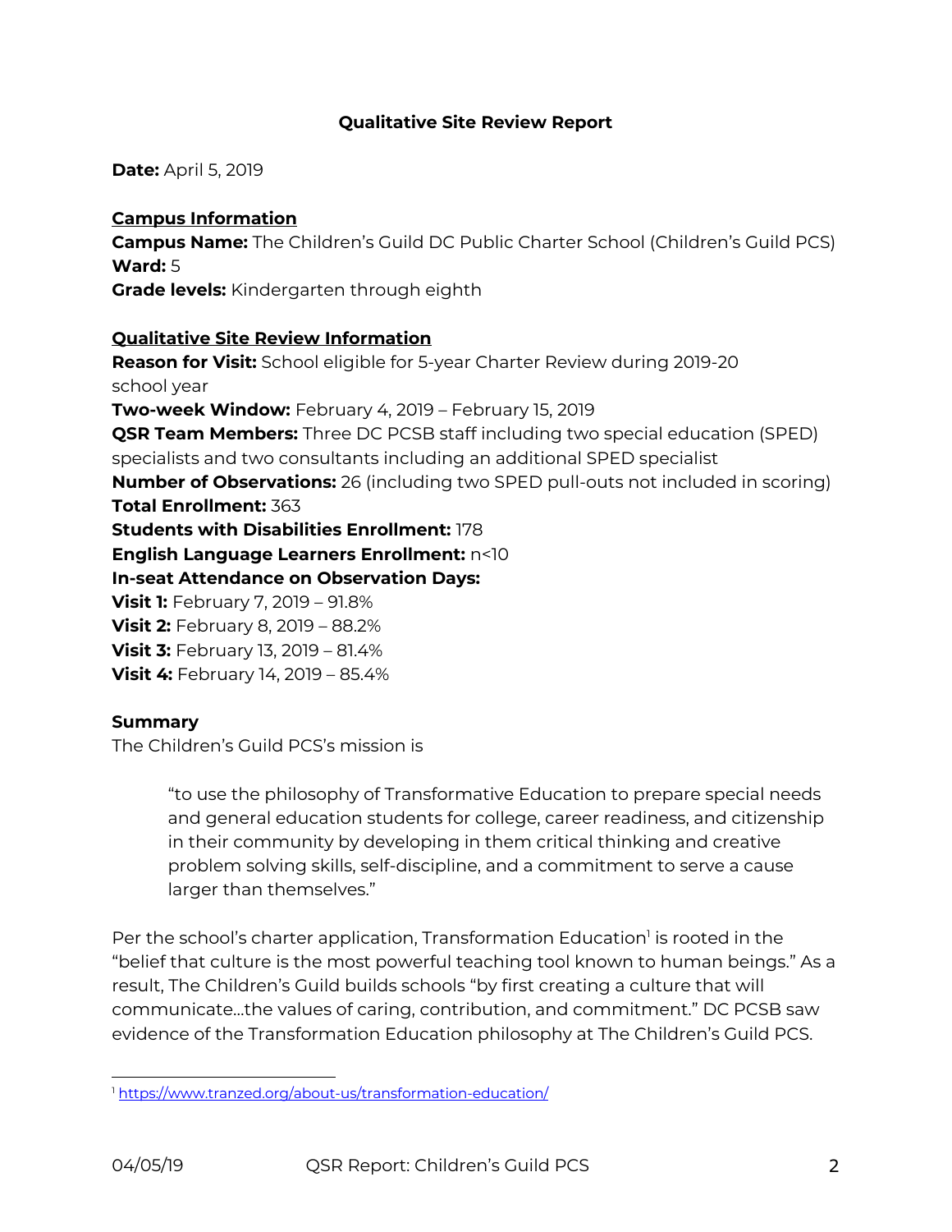**Qualitative Site Review Report**

**Date:** April 5, 2019

**Campus Information**

**Campus Name:** The Children's Guild DC Public Charter School (Children's Guild PCS)
**Ward:** 5
**Grade levels:** Kindergarten through eighth

**Qualitative Site Review Information**

**Reason for Visit:** School eligible for 5-year Charter Review during 2019-20 school year
**Two-week Window:** February 4, 2019 – February 15, 2019
**QSR Team Members:** Three DC PCSB staff including two special education (SPED) specialists and two consultants including an additional SPED specialist
**Number of Observations:** 26 (including two SPED pull-outs not included in scoring)
**Total Enrollment:** 363
**Students with Disabilities Enrollment:** 178
**English Language Learners Enrollment:** n<10
**In-seat Attendance on Observation Days:**
**Visit 1:** February 7, 2019 – 91.8%
**Visit 2:** February 8, 2019 – 88.2%
**Visit 3:** February 13, 2019 – 81.4%
**Visit 4:** February 14, 2019 – 85.4%

**Summary**

The Children's Guild PCS's mission is

> "to use the philosophy of Transformative Education to prepare special needs and general education students for college, career readiness, and citizenship in their community by developing in them critical thinking and creative problem solving skills, self-discipline, and a commitment to serve a cause larger than themselves."

Per the school's charter application, Transformation Education[1] is rooted in the "belief that culture is the most powerful teaching tool known to human beings." As a result, The Children's Guild builds schools "by first creating a culture that will communicate...the values of caring, contribution, and commitment." DC PCSB saw evidence of the Transformation Education philosophy at The Children's Guild PCS.

[1] https://www.tranzed.org/about-us/transformation-education/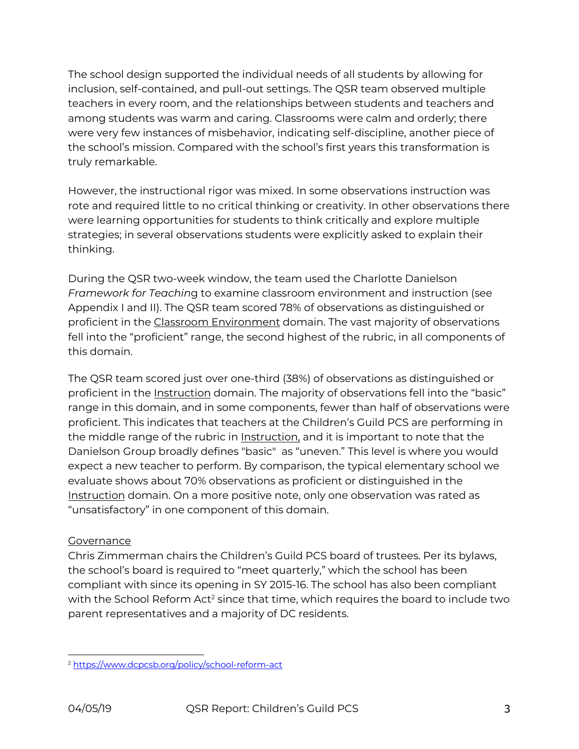The school design supported the individual needs of all students by allowing for inclusion, self-contained, and pull-out settings. The QSR team observed multiple teachers in every room, and the relationships between students and teachers and among students was warm and caring. Classrooms were calm and orderly; there were very few instances of misbehavior, indicating self-discipline, another piece of the school's mission. Compared with the school's first years this transformation is truly remarkable.

However, the instructional rigor was mixed. In some observations instruction was rote and required little to no critical thinking or creativity. In other observations there were learning opportunities for students to think critically and explore multiple strategies; in several observations students were explicitly asked to explain their thinking.

During the QSR two-week window, the team used the Charlotte Danielson *Framework for Teaching* to examine classroom environment and instruction (see Appendix I and II). The QSR team scored 78% of observations as distinguished or proficient in the <u>Classroom Environment</u> domain. The vast majority of observations fell into the "proficient" range, the second highest of the rubric, in all components of this domain.

The QSR team scored just over one-third (38%) of observations as distinguished or proficient in the <u>Instruction</u> domain. The majority of observations fell into the "basic" range in this domain, and in some components, fewer than half of observations were proficient. This indicates that teachers at the Children's Guild PCS are performing in the middle range of the rubric in <u>Instruction,</u> and it is important to note that the Danielson Group broadly defines "basic" as "uneven." This level is where you would expect a new teacher to perform. By comparison, the typical elementary school we evaluate shows about 70% observations as proficient or distinguished in the <u>Instruction</u> domain. On a more positive note, only one observation was rated as "unsatisfactory" in one component of this domain.

<u>Governance</u>

Chris Zimmerman chairs the Children's Guild PCS board of trustees. Per its bylaws, the school's board is required to "meet quarterly," which the school has been compliant with since its opening in SY 2015-16. The school has also been compliant with the School Reform Act[2] since that time, which requires the board to include two parent representatives and a majority of DC residents.

---

[2] https://www.dcpcsb.org/policy/school-reform-act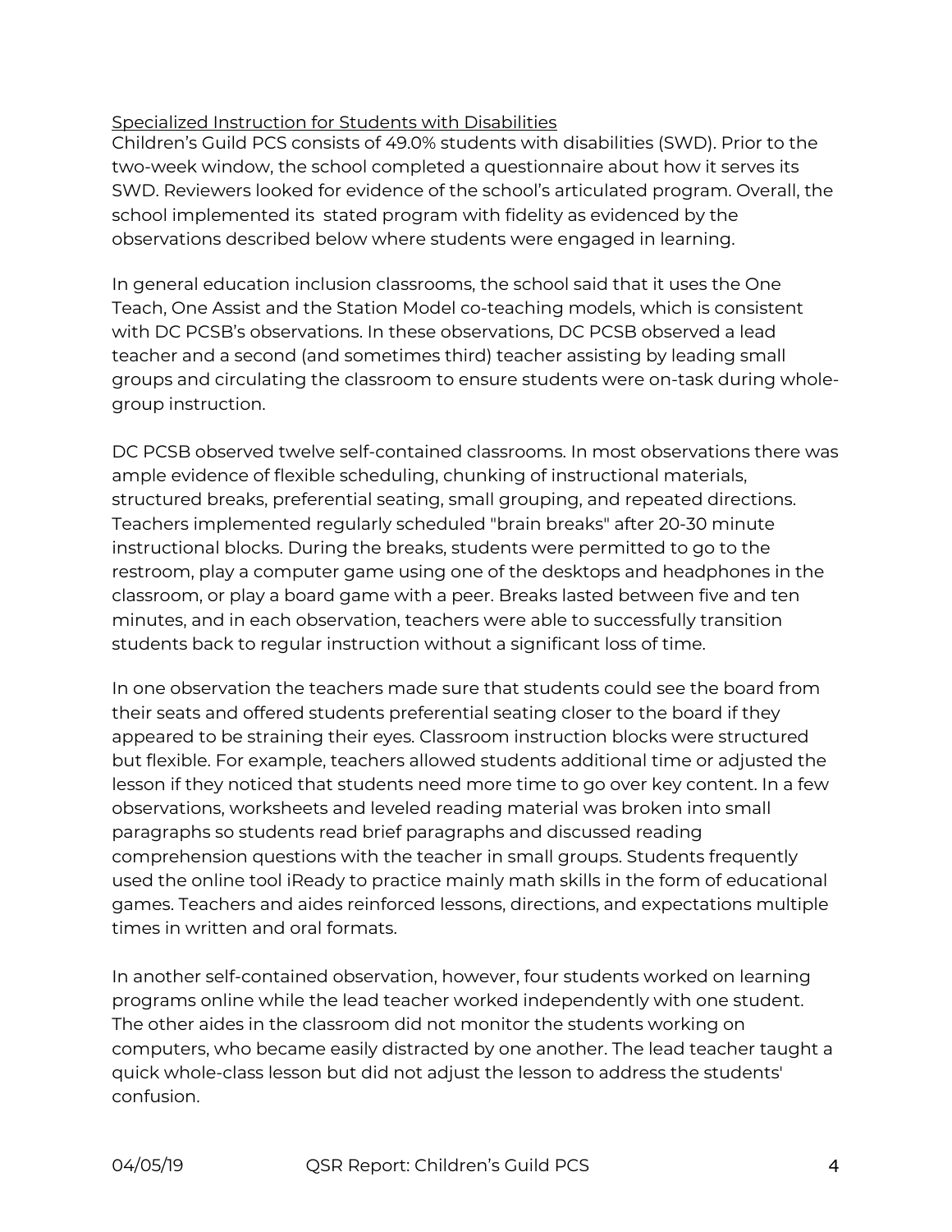Specialized Instruction for Students with Disabilities

Children's Guild PCS consists of 49.0% students with disabilities (SWD). Prior to the two-week window, the school completed a questionnaire about how it serves its SWD. Reviewers looked for evidence of the school's articulated program. Overall, the school implemented its stated program with fidelity as evidenced by the observations described below where students were engaged in learning.

In general education inclusion classrooms, the school said that it uses the One Teach, One Assist and the Station Model co-teaching models, which is consistent with DC PCSB's observations. In these observations, DC PCSB observed a lead teacher and a second (and sometimes third) teacher assisting by leading small groups and circulating the classroom to ensure students were on-task during whole-group instruction.

DC PCSB observed twelve self-contained classrooms. In most observations there was ample evidence of flexible scheduling, chunking of instructional materials, structured breaks, preferential seating, small grouping, and repeated directions. Teachers implemented regularly scheduled "brain breaks" after 20-30 minute instructional blocks. During the breaks, students were permitted to go to the restroom, play a computer game using one of the desktops and headphones in the classroom, or play a board game with a peer. Breaks lasted between five and ten minutes, and in each observation, teachers were able to successfully transition students back to regular instruction without a significant loss of time.

In one observation the teachers made sure that students could see the board from their seats and offered students preferential seating closer to the board if they appeared to be straining their eyes. Classroom instruction blocks were structured but flexible. For example, teachers allowed students additional time or adjusted the lesson if they noticed that students need more time to go over key content. In a few observations, worksheets and leveled reading material was broken into small paragraphs so students read brief paragraphs and discussed reading comprehension questions with the teacher in small groups. Students frequently used the online tool iReady to practice mainly math skills in the form of educational games. Teachers and aides reinforced lessons, directions, and expectations multiple times in written and oral formats.

In another self-contained observation, however, four students worked on learning programs online while the lead teacher worked independently with one student. The other aides in the classroom did not monitor the students working on computers, who became easily distracted by one another. The lead teacher taught a quick whole-class lesson but did not adjust the lesson to address the students' confusion.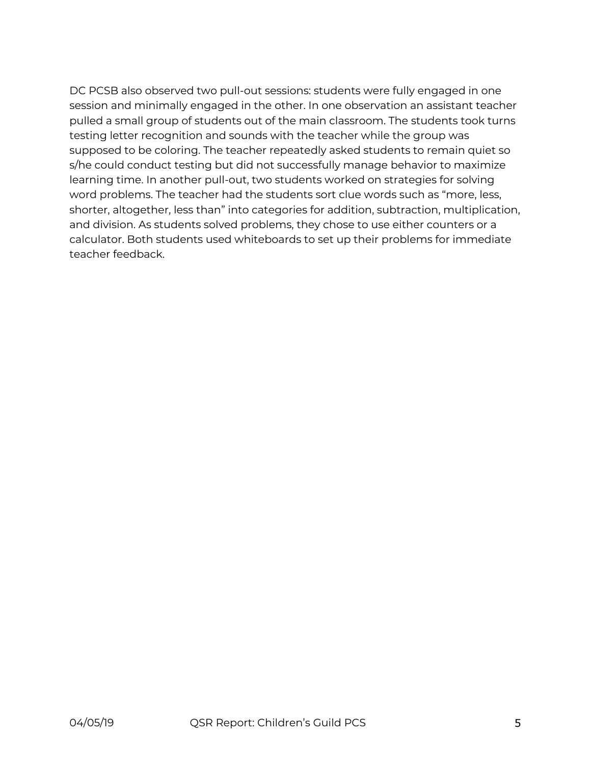DC PCSB also observed two pull-out sessions: students were fully engaged in one session and minimally engaged in the other. In one observation an assistant teacher pulled a small group of students out of the main classroom. The students took turns testing letter recognition and sounds with the teacher while the group was supposed to be coloring. The teacher repeatedly asked students to remain quiet so s/he could conduct testing but did not successfully manage behavior to maximize learning time. In another pull-out, two students worked on strategies for solving word problems. The teacher had the students sort clue words such as "more, less, shorter, altogether, less than" into categories for addition, subtraction, multiplication, and division. As students solved problems, they chose to use either counters or a calculator. Both students used whiteboards to set up their problems for immediate teacher feedback.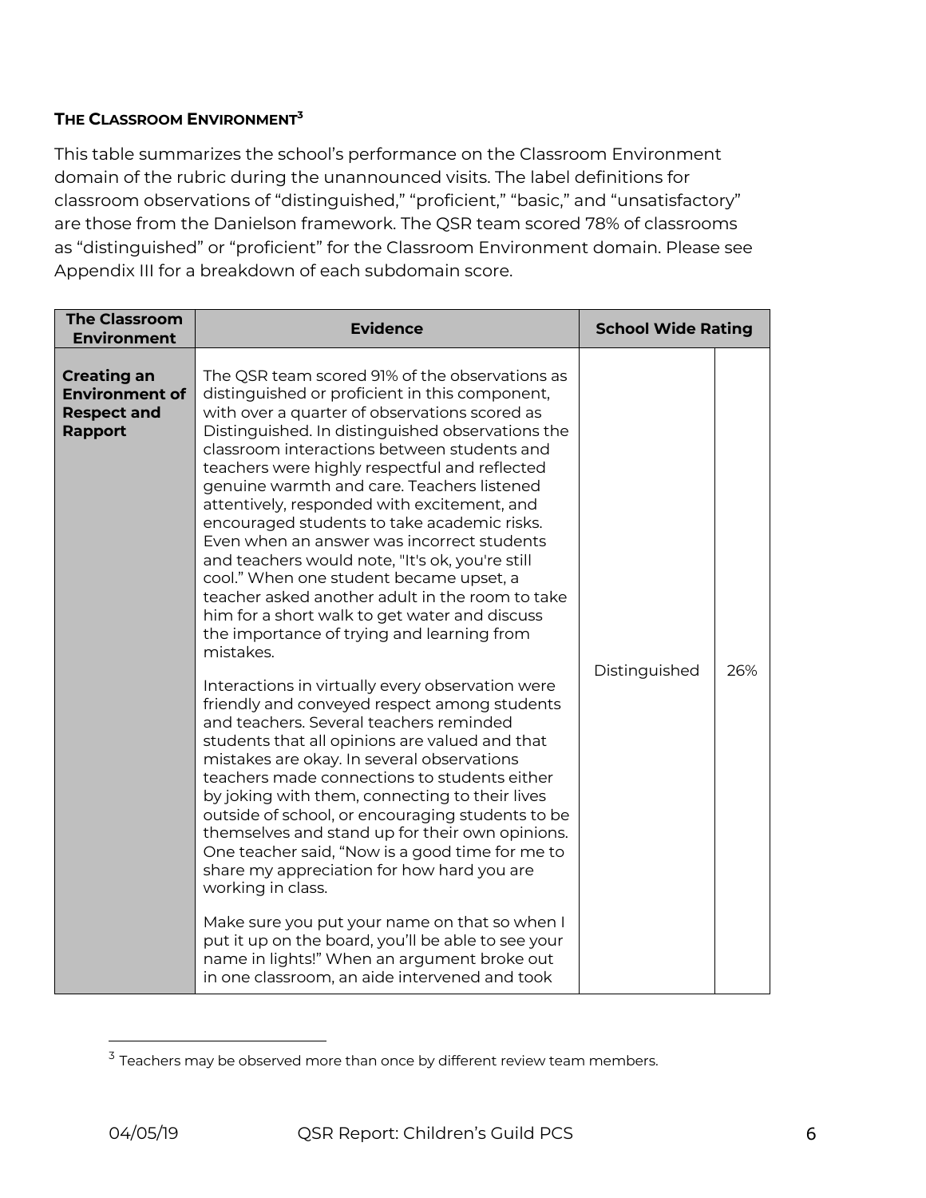**THE CLASSROOM ENVIRONMENT**[3]

This table summarizes the school's performance on the Classroom Environment domain of the rubric during the unannounced visits. The label definitions for classroom observations of "distinguished," "proficient," "basic," and "unsatisfactory" are those from the Danielson framework. The QSR team scored 78% of classrooms as "distinguished" or "proficient" for the Classroom Environment domain. Please see Appendix III for a breakdown of each subdomain score.

| The Classroom Environment | Evidence | School Wide Rating | |
|---|---|---|---|
| **Creating an Environment of Respect and Rapport** | The QSR team scored 91% of the observations as distinguished or proficient in this component, with over a quarter of observations scored as Distinguished. In distinguished observations the classroom interactions between students and teachers were highly respectful and reflected genuine warmth and care. Teachers listened attentively, responded with excitement, and encouraged students to take academic risks. Even when an answer was incorrect students and teachers would note, "It's ok, you're still cool." When one student became upset, a teacher asked another adult in the room to take him for a short walk to get water and discuss the importance of trying and learning from mistakes.<br><br>Interactions in virtually every observation were friendly and conveyed respect among students and teachers. Several teachers reminded students that all opinions are valued and that mistakes are okay. In several observations teachers made connections to students either by joking with them, connecting to their lives outside of school, or encouraging students to be themselves and stand up for their own opinions. One teacher said, "Now is a good time for me to share my appreciation for how hard you are working in class.<br><br>Make sure you put your name on that so when I put it up on the board, you'll be able to see your name in lights!" When an argument broke out in one classroom, an aide intervened and took | Distinguished | 26% |

[3] Teachers may be observed more than once by different review team members.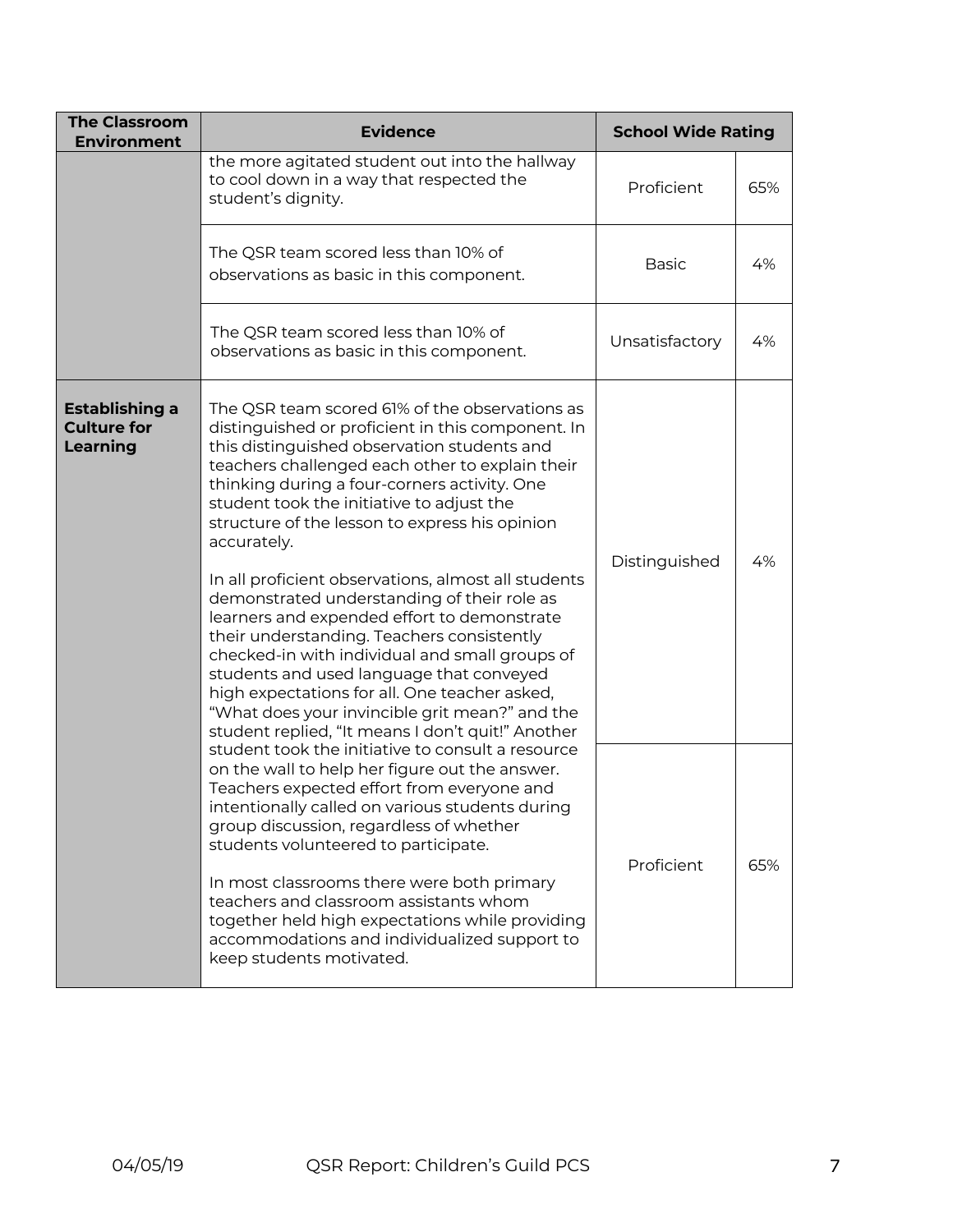| The Classroom Environment | Evidence | School Wide Rating | |
|---|---|---|---|
| | the more agitated student out into the hallway to cool down in a way that respected the student's dignity. | Proficient | 65% |
| | The QSR team scored less than 10% of observations as basic in this component. | Basic | 4% |
| | The QSR team scored less than 10% of observations as basic in this component. | Unsatisfactory | 4% |
| **Establishing a Culture for Learning** | The QSR team scored 61% of the observations as distinguished or proficient in this component. In this distinguished observation students and teachers challenged each other to explain their thinking during a four-corners activity. One student took the initiative to adjust the structure of the lesson to express his opinion accurately. | Distinguished | 4% |
| | In all proficient observations, almost all students demonstrated understanding of their role as learners and expended effort to demonstrate their understanding. Teachers consistently checked-in with individual and small groups of students and used language that conveyed high expectations for all. One teacher asked, "What does your invincible grit mean?" and the student replied, "It means I don't quit!" Another student took the initiative to consult a resource on the wall to help her figure out the answer. Teachers expected effort from everyone and intentionally called on various students during group discussion, regardless of whether students volunteered to participate.<br><br>In most classrooms there were both primary teachers and classroom assistants whom together held high expectations while providing accommodations and individualized support to keep students motivated. | Proficient | 65% |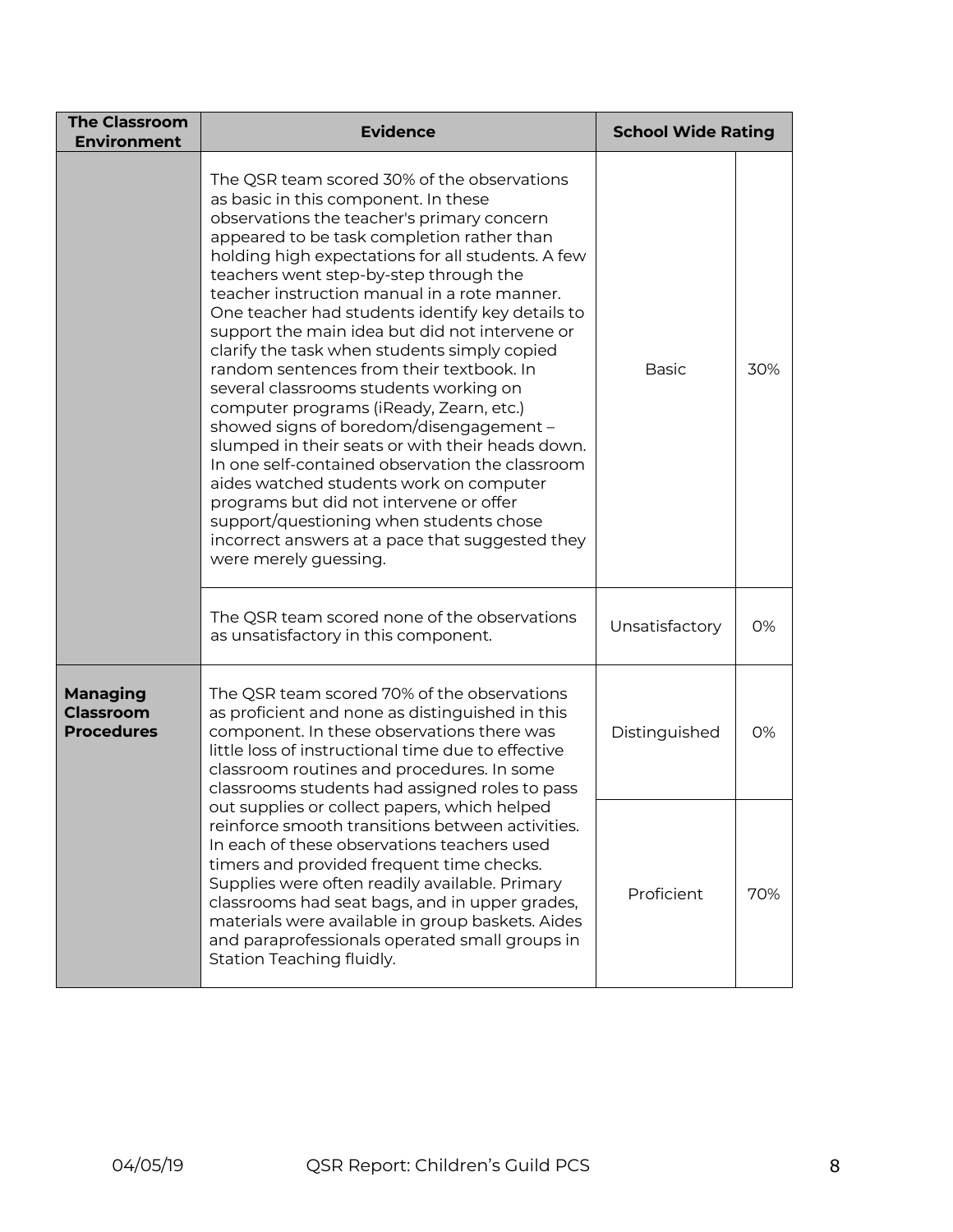| The Classroom Environment | Evidence | School Wide Rating | |
|---|---|---|---|
| | The QSR team scored 30% of the observations as basic in this component. In these observations the teacher's primary concern appeared to be task completion rather than holding high expectations for all students. A few teachers went step-by-step through the teacher instruction manual in a rote manner. One teacher had students identify key details to support the main idea but did not intervene or clarify the task when students simply copied random sentences from their textbook. In several classrooms students working on computer programs (iReady, Zearn, etc.) showed signs of boredom/disengagement – slumped in their seats or with their heads down. In one self-contained observation the classroom aides watched students work on computer programs but did not intervene or offer support/questioning when students chose incorrect answers at a pace that suggested they were merely guessing. | Basic | 30% |
| | The QSR team scored none of the observations as unsatisfactory in this component. | Unsatisfactory | 0% |
| **Managing Classroom Procedures** | The QSR team scored 70% of the observations as proficient and none as distinguished in this component. In these observations there was little loss of instructional time due to effective classroom routines and procedures. In some classrooms students had assigned roles to pass out supplies or collect papers, which helped reinforce smooth transitions between activities. In each of these observations teachers used timers and provided frequent time checks. Supplies were often readily available. Primary classrooms had seat bags, and in upper grades, materials were available in group baskets. Aides and paraprofessionals operated small groups in Station Teaching fluidly. | Distinguished | 0% |
| | | Proficient | 70% |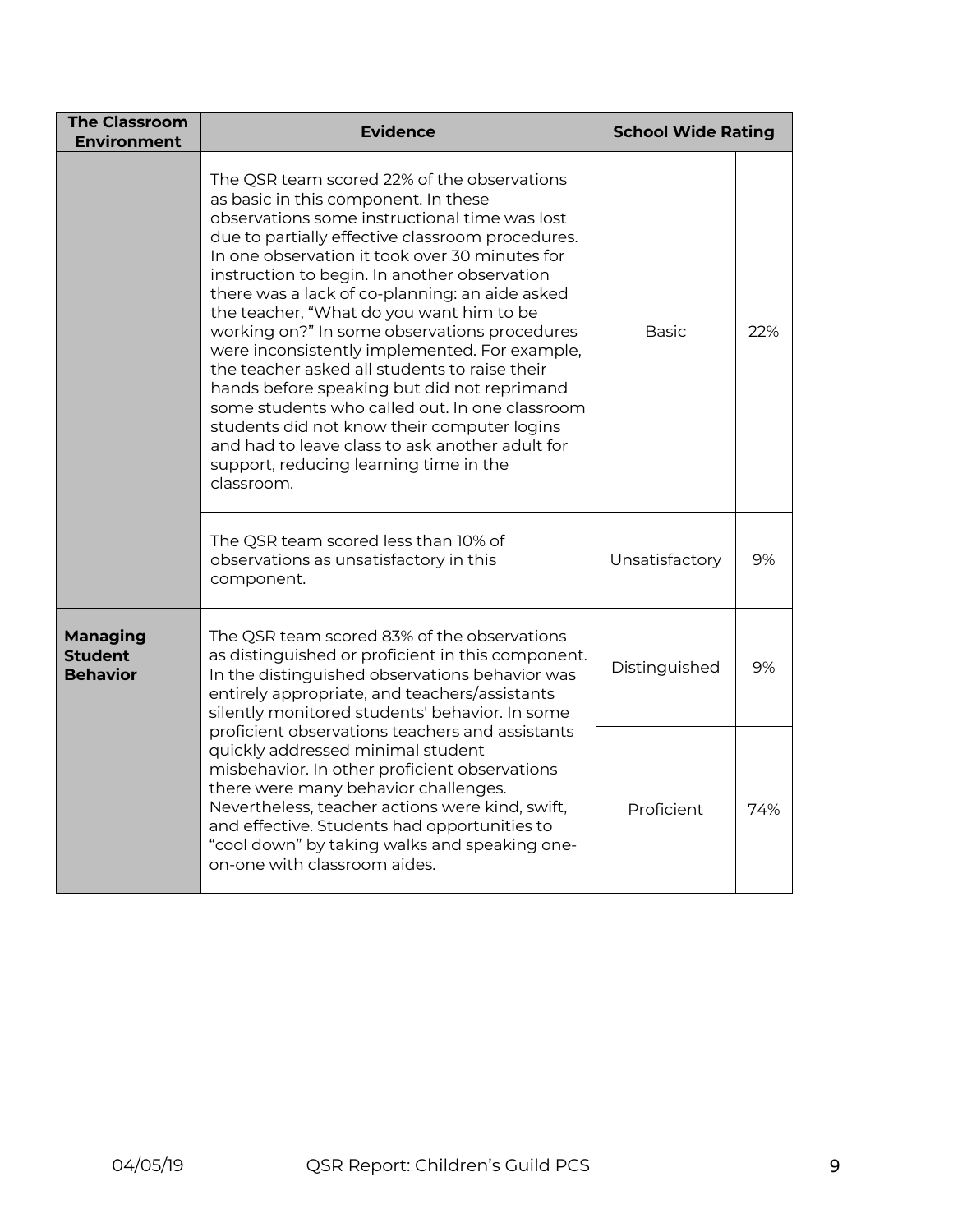| The Classroom Environment | Evidence | School Wide Rating | |
|---|---|---|---|
| | The QSR team scored 22% of the observations as basic in this component. In these observations some instructional time was lost due to partially effective classroom procedures. In one observation it took over 30 minutes for instruction to begin. In another observation there was a lack of co-planning: an aide asked the teacher, "What do you want him to be working on?" In some observations procedures were inconsistently implemented. For example, the teacher asked all students to raise their hands before speaking but did not reprimand some students who called out. In one classroom students did not know their computer logins and had to leave class to ask another adult for support, reducing learning time in the classroom. | Basic | 22% |
| | The QSR team scored less than 10% of observations as unsatisfactory in this component. | Unsatisfactory | 9% |
| **Managing Student Behavior** | The QSR team scored 83% of the observations as distinguished or proficient in this component. In the distinguished observations behavior was entirely appropriate, and teachers/assistants silently monitored students' behavior. In some proficient observations teachers and assistants quickly addressed minimal student misbehavior. In other proficient observations there were many behavior challenges. Nevertheless, teacher actions were kind, swift, and effective. Students had opportunities to "cool down" by taking walks and speaking one-on-one with classroom aides. | Distinguished | 9% |
| | | Proficient | 74% |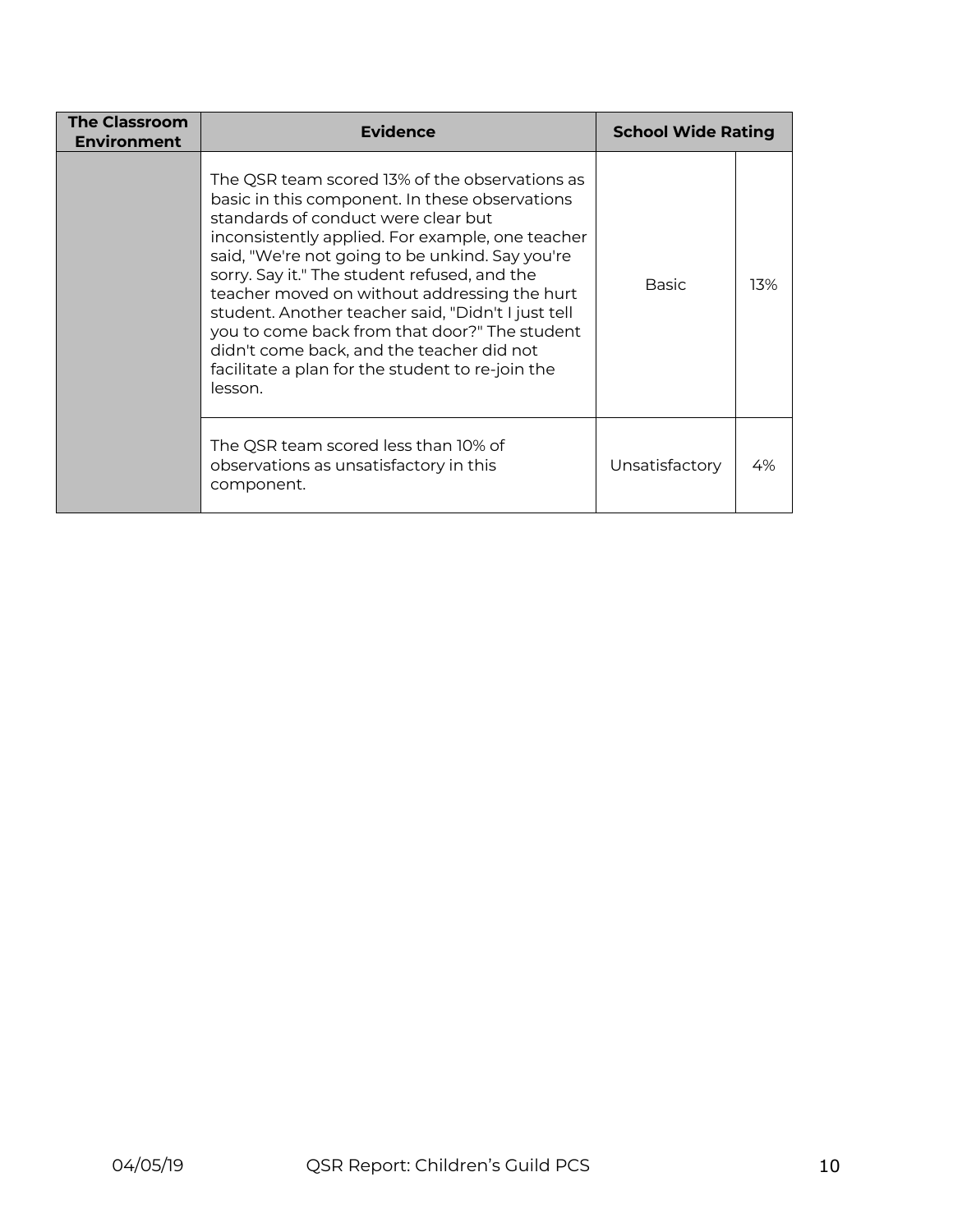| The Classroom Environment | Evidence | School Wide Rating | |
|---|---|---|---|
| | The QSR team scored 13% of the observations as basic in this component. In these observations standards of conduct were clear but inconsistently applied. For example, one teacher said, "We're not going to be unkind. Say you're sorry. Say it." The student refused, and the teacher moved on without addressing the hurt student. Another teacher said, "Didn't I just tell you to come back from that door?" The student didn't come back, and the teacher did not facilitate a plan for the student to re-join the lesson. | Basic | 13% |
| | The QSR team scored less than 10% of observations as unsatisfactory in this component. | Unsatisfactory | 4% |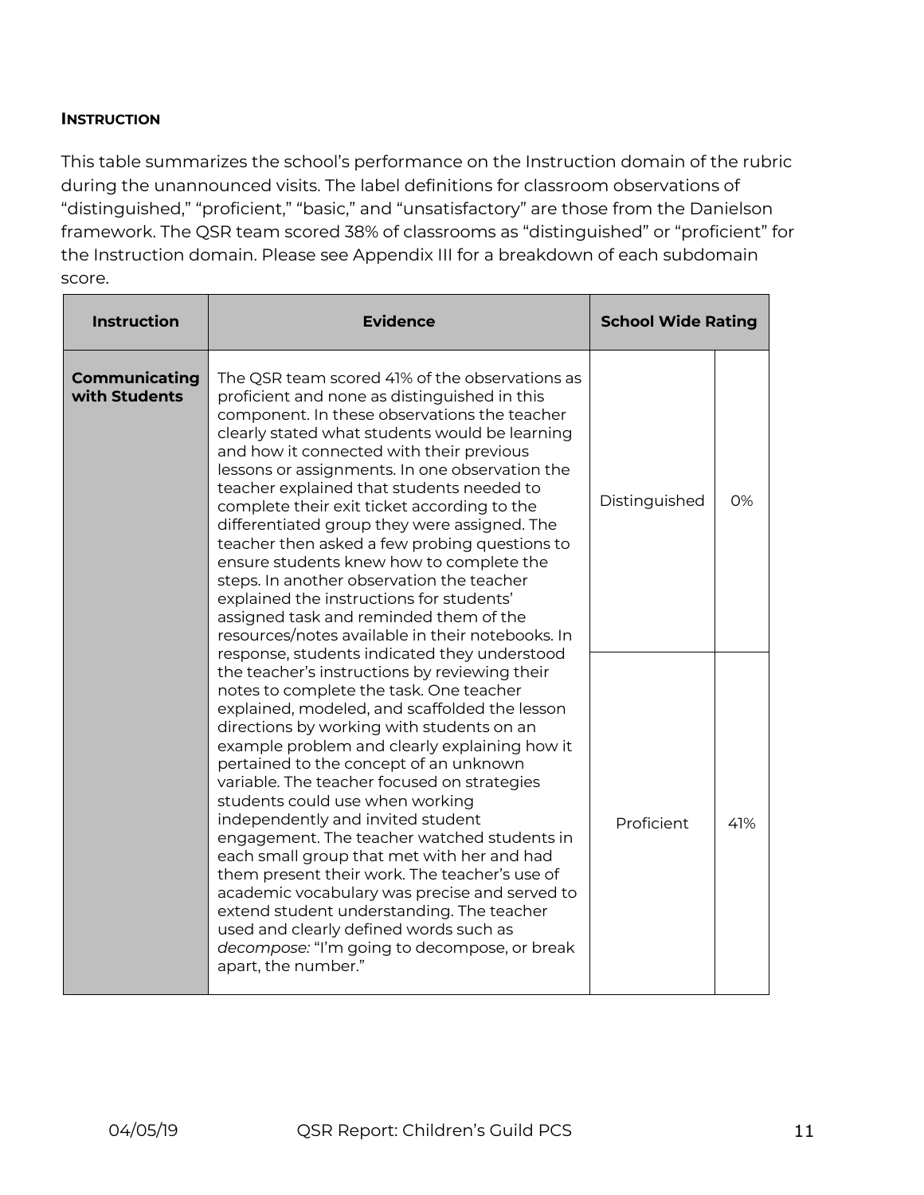#### INSTRUCTION

This table summarizes the school's performance on the Instruction domain of the rubric during the unannounced visits. The label definitions for classroom observations of "distinguished," "proficient," "basic," and "unsatisfactory" are those from the Danielson framework. The QSR team scored 38% of classrooms as "distinguished" or "proficient" for the Instruction domain. Please see Appendix III for a breakdown of each subdomain score.

| Instruction | Evidence | School Wide Rating | |
|---|---|---|---|
| **Communicating with Students** | The QSR team scored 41% of the observations as proficient and none as distinguished in this component. In these observations the teacher clearly stated what students would be learning and how it connected with their previous lessons or assignments. In one observation the teacher explained that students needed to complete their exit ticket according to the differentiated group they were assigned. The teacher then asked a few probing questions to ensure students knew how to complete the steps. In another observation the teacher explained the instructions for students' assigned task and reminded them of the resources/notes available in their notebooks. In response, students indicated they understood the teacher's instructions by reviewing their notes to complete the task. One teacher explained, modeled, and scaffolded the lesson directions by working with students on an example problem and clearly explaining how it pertained to the concept of an unknown variable. The teacher focused on strategies students could use when working independently and invited student engagement. The teacher watched students in each small group that met with her and had them present their work. The teacher's use of academic vocabulary was precise and served to extend student understanding. The teacher used and clearly defined words such as *decompose:* "I'm going to decompose, or break apart, the number." | Distinguished | 0% |
| | | Proficient | 41% |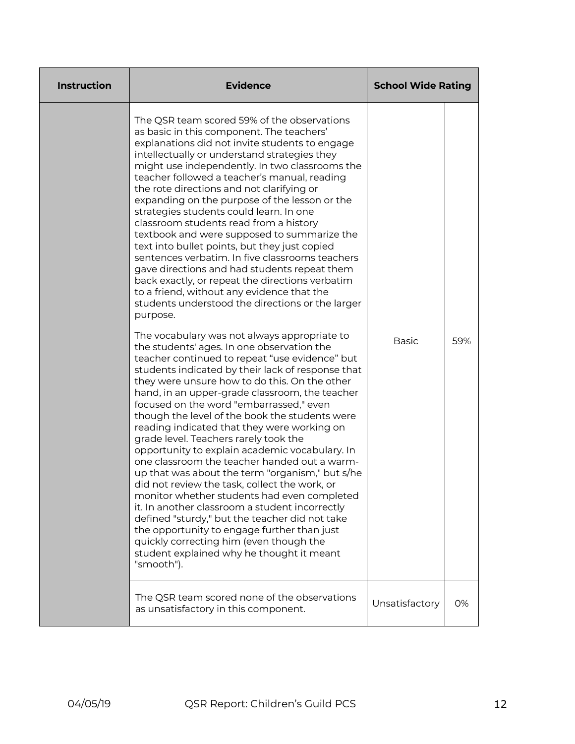| Instruction | Evidence | School Wide Rating | |
|---|---|---|---|
| | The QSR team scored 59% of the observations as basic in this component. The teachers' explanations did not invite students to engage intellectually or understand strategies they might use independently. In two classrooms the teacher followed a teacher's manual, reading the rote directions and not clarifying or expanding on the purpose of the lesson or the strategies students could learn. In one classroom students read from a history textbook and were supposed to summarize the text into bullet points, but they just copied sentences verbatim. In five classrooms teachers gave directions and had students repeat them back exactly, or repeat the directions verbatim to a friend, without any evidence that the students understood the directions or the larger purpose.<br><br>The vocabulary was not always appropriate to the students' ages. In one observation the teacher continued to repeat "use evidence" but students indicated by their lack of response that they were unsure how to do this. On the other hand, in an upper-grade classroom, the teacher focused on the word "embarrassed," even though the level of the book the students were reading indicated that they were working on grade level. Teachers rarely took the opportunity to explain academic vocabulary. In one classroom the teacher handed out a warm-up that was about the term "organism," but s/he did not review the task, collect the work, or monitor whether students had even completed it. In another classroom a student incorrectly defined "sturdy," but the teacher did not take the opportunity to engage further than just quickly correcting him (even though the student explained why he thought it meant "smooth"). | Basic | 59% |
| | The QSR team scored none of the observations as unsatisfactory in this component. | Unsatisfactory | 0% |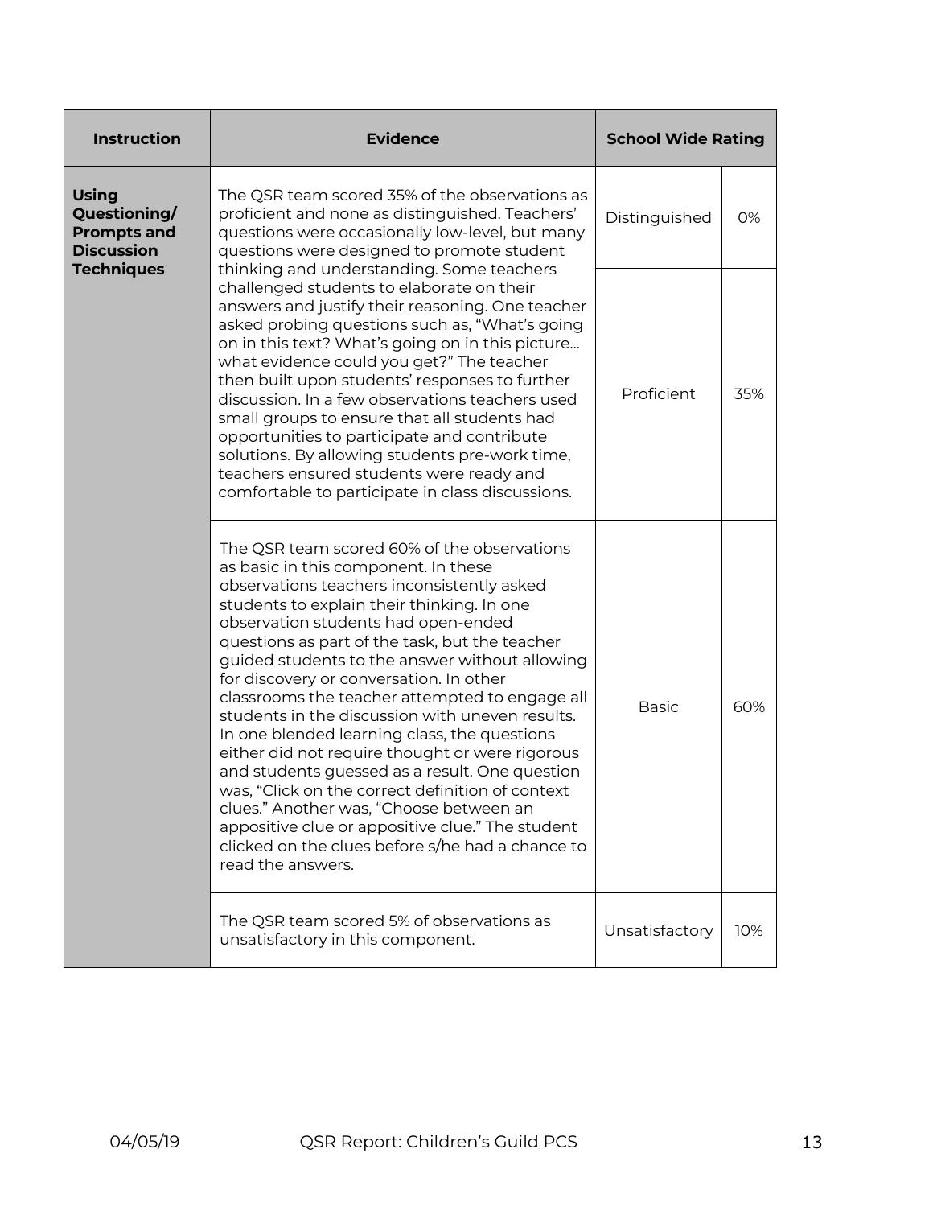| Instruction | Evidence | School Wide Rating | |
|---|---|---|---|
| **Using Questioning/ Prompts and Discussion Techniques** | The QSR team scored 35% of the observations as proficient and none as distinguished. Teachers' questions were occasionally low-level, but many questions were designed to promote student thinking and understanding. Some teachers challenged students to elaborate on their answers and justify their reasoning. One teacher asked probing questions such as, "What's going on in this text? What's going on in this picture… what evidence could you get?" The teacher then built upon students' responses to further discussion. In a few observations teachers used small groups to ensure that all students had opportunities to participate and contribute solutions. By allowing students pre-work time, teachers ensured students were ready and comfortable to participate in class discussions. | Distinguished | 0% |
| | | Proficient | 35% |
| | The QSR team scored 60% of the observations as basic in this component. In these observations teachers inconsistently asked students to explain their thinking. In one observation students had open-ended questions as part of the task, but the teacher guided students to the answer without allowing for discovery or conversation. In other classrooms the teacher attempted to engage all students in the discussion with uneven results. In one blended learning class, the questions either did not require thought or were rigorous and students guessed as a result. One question was, "Click on the correct definition of context clues." Another was, "Choose between an appositive clue or appositive clue." The student clicked on the clues before s/he had a chance to read the answers. | Basic | 60% |
| | The QSR team scored 5% of observations as unsatisfactory in this component. | Unsatisfactory | 10% |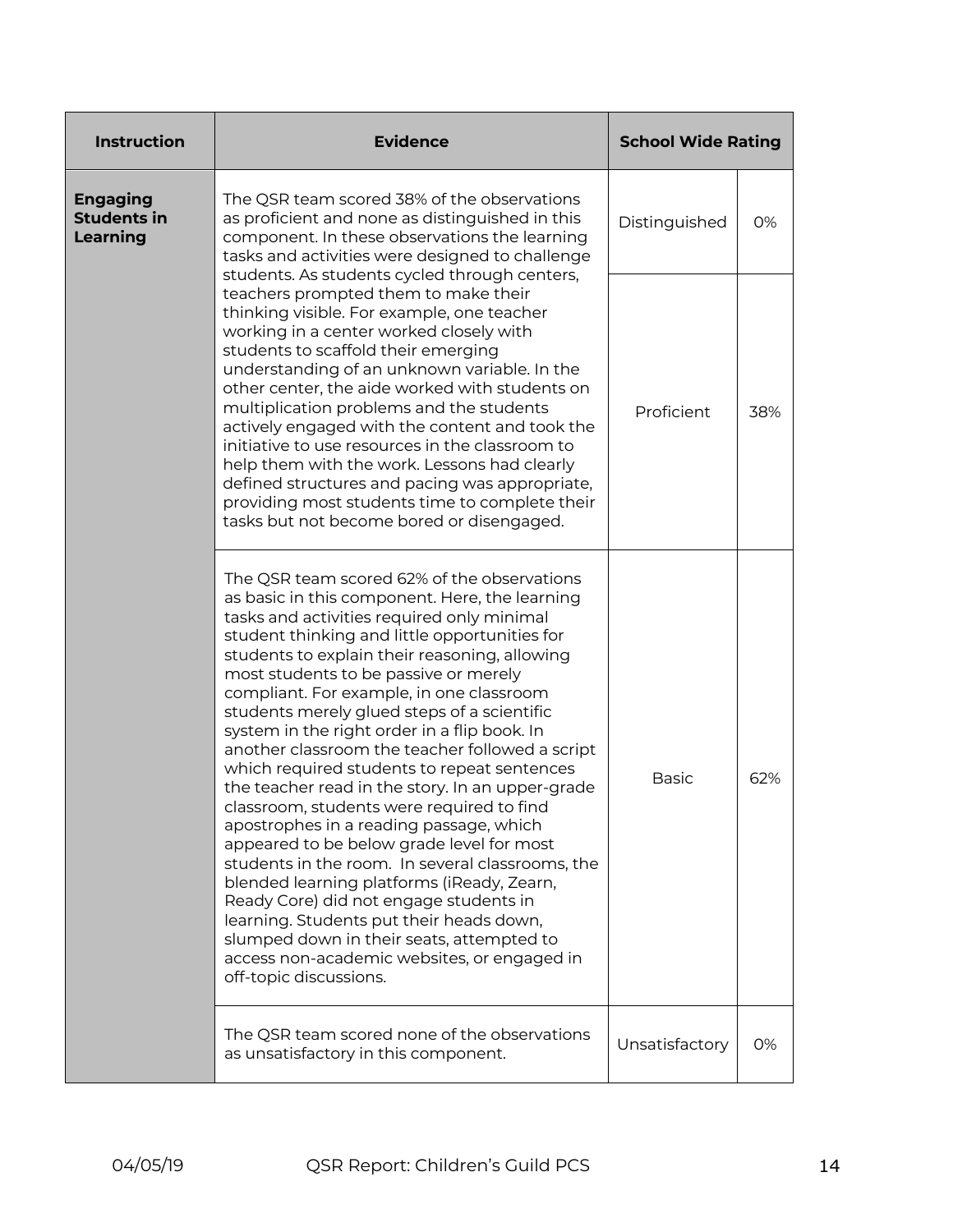| Instruction | Evidence | School Wide Rating | |
|---|---|---|---|
| **Engaging Students in Learning** | The QSR team scored 38% of the observations as proficient and none as distinguished in this component. In these observations the learning tasks and activities were designed to challenge students. As students cycled through centers, teachers prompted them to make their thinking visible. For example, one teacher working in a center worked closely with students to scaffold their emerging understanding of an unknown variable. In the other center, the aide worked with students on multiplication problems and the students actively engaged with the content and took the initiative to use resources in the classroom to help them with the work. Lessons had clearly defined structures and pacing was appropriate, providing most students time to complete their tasks but not become bored or disengaged. | Distinguished | 0% |
| | | Proficient | 38% |
| | The QSR team scored 62% of the observations as basic in this component. Here, the learning tasks and activities required only minimal student thinking and little opportunities for students to explain their reasoning, allowing most students to be passive or merely compliant. For example, in one classroom students merely glued steps of a scientific system in the right order in a flip book. In another classroom the teacher followed a script which required students to repeat sentences the teacher read in the story. In an upper-grade classroom, students were required to find apostrophes in a reading passage, which appeared to be below grade level for most students in the room. In several classrooms, the blended learning platforms (iReady, Zearn, Ready Core) did not engage students in learning. Students put their heads down, slumped down in their seats, attempted to access non-academic websites, or engaged in off-topic discussions. | Basic | 62% |
| | The QSR team scored none of the observations as unsatisfactory in this component. | Unsatisfactory | 0% |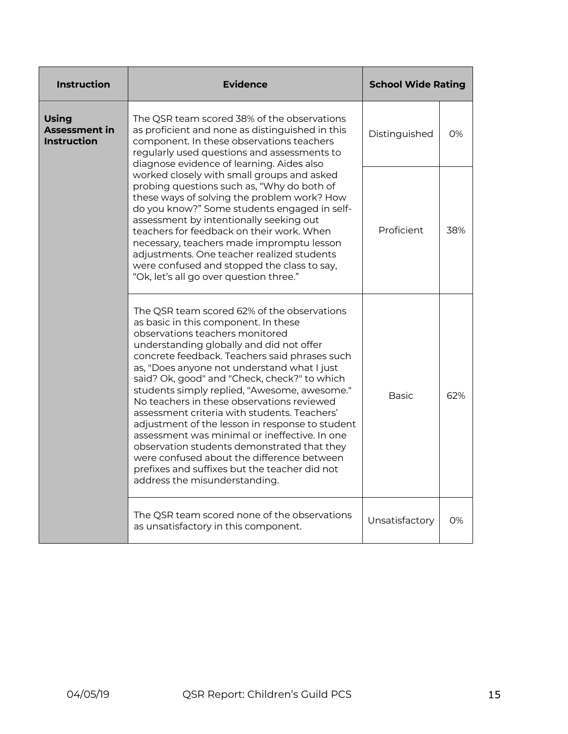| Instruction | Evidence | School Wide Rating | |
|---|---|---|---|
| **Using Assessment in Instruction** | The QSR team scored 38% of the observations as proficient and none as distinguished in this component. In these observations teachers regularly used questions and assessments to diagnose evidence of learning. Aides also worked closely with small groups and asked probing questions such as, "Why do both of these ways of solving the problem work? How do you know?" Some students engaged in self-assessment by intentionally seeking out teachers for feedback on their work. When necessary, teachers made impromptu lesson adjustments. One teacher realized students were confused and stopped the class to say, "Ok, let's all go over question three." | Distinguished | 0% |
| | | Proficient | 38% |
| | The QSR team scored 62% of the observations as basic in this component. In these observations teachers monitored understanding globally and did not offer concrete feedback. Teachers said phrases such as, "Does anyone not understand what I just said? Ok, good" and "Check, check?" to which students simply replied, "Awesome, awesome." No teachers in these observations reviewed assessment criteria with students. Teachers' adjustment of the lesson in response to student assessment was minimal or ineffective. In one observation students demonstrated that they were confused about the difference between prefixes and suffixes but the teacher did not address the misunderstanding. | Basic | 62% |
| | The QSR team scored none of the observations as unsatisfactory in this component. | Unsatisfactory | 0% |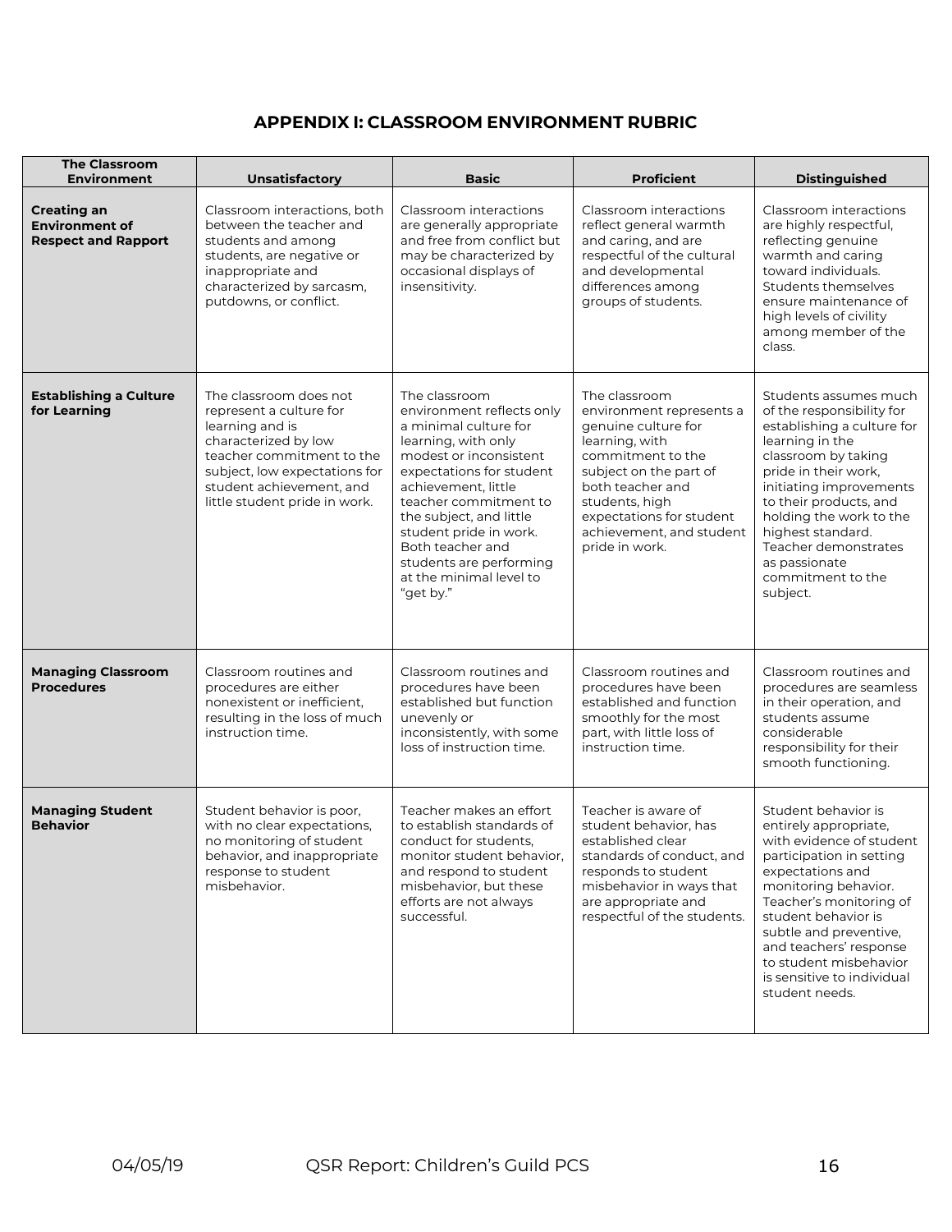# APPENDIX I: CLASSROOM ENVIRONMENT RUBRIC

| The Classroom Environment | Unsatisfactory | Basic | Proficient | Distinguished |
|---|---|---|---|---|
| **Creating an Environment of Respect and Rapport** | Classroom interactions, both between the teacher and students and among students, are negative or inappropriate and characterized by sarcasm, putdowns, or conflict. | Classroom interactions are generally appropriate and free from conflict but may be characterized by occasional displays of insensitivity. | Classroom interactions reflect general warmth and caring, and are respectful of the cultural and developmental differences among groups of students. | Classroom interactions are highly respectful, reflecting genuine warmth and caring toward individuals. Students themselves ensure maintenance of high levels of civility among member of the class. |
| **Establishing a Culture for Learning** | The classroom does not represent a culture for learning and is characterized by low teacher commitment to the subject, low expectations for student achievement, and little student pride in work. | The classroom environment reflects only a minimal culture for learning, with only modest or inconsistent expectations for student achievement, little teacher commitment to the subject, and little student pride in work. Both teacher and students are performing at the minimal level to "get by." | The classroom environment represents a genuine culture for learning, with commitment to the subject on the part of both teacher and students, high expectations for student achievement, and student pride in work. | Students assumes much of the responsibility for establishing a culture for learning in the classroom by taking pride in their work, initiating improvements to their products, and holding the work to the highest standard. Teacher demonstrates as passionate commitment to the subject. |
| **Managing Classroom Procedures** | Classroom routines and procedures are either nonexistent or inefficient, resulting in the loss of much instruction time. | Classroom routines and procedures have been established but function unevenly or inconsistently, with some loss of instruction time. | Classroom routines and procedures have been established and function smoothly for the most part, with little loss of instruction time. | Classroom routines and procedures are seamless in their operation, and students assume considerable responsibility for their smooth functioning. |
| **Managing Student Behavior** | Student behavior is poor, with no clear expectations, no monitoring of student behavior, and inappropriate response to student misbehavior. | Teacher makes an effort to establish standards of conduct for students, monitor student behavior, and respond to student misbehavior, but these efforts are not always successful. | Teacher is aware of student behavior, has established clear standards of conduct, and responds to student misbehavior in ways that are appropriate and respectful of the students. | Student behavior is entirely appropriate, with evidence of student participation in setting expectations and monitoring behavior. Teacher's monitoring of student behavior is subtle and preventive, and teachers' response to student misbehavior is sensitive to individual student needs. |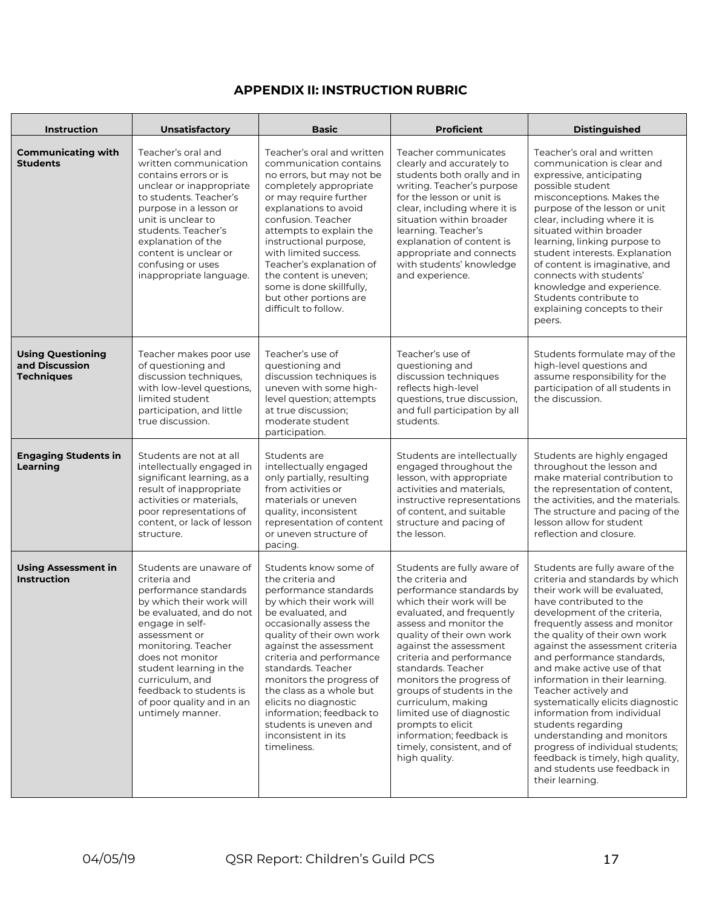## APPENDIX II: INSTRUCTION RUBRIC

| Instruction | Unsatisfactory | Basic | Proficient | Distinguished |
|---|---|---|---|---|
| **Communicating with Students** | Teacher's oral and written communication contains errors or is unclear or inappropriate to students. Teacher's purpose in a lesson or unit is unclear to students. Teacher's explanation of the content is unclear or confusing or uses inappropriate language. | Teacher's oral and written communication contains no errors, but may not be completely appropriate or may require further explanations to avoid confusion. Teacher attempts to explain the instructional purpose, with limited success. Teacher's explanation of the content is uneven; some is done skillfully, but other portions are difficult to follow. | Teacher communicates clearly and accurately to students both orally and in writing. Teacher's purpose for the lesson or unit is clear, including where it is situation within broader learning. Teacher's explanation of content is appropriate and connects with students' knowledge and experience. | Teacher's oral and written communication is clear and expressive, anticipating possible student misconceptions. Makes the purpose of the lesson or unit clear, including where it is situated within broader learning, linking purpose to student interests. Explanation of content is imaginative, and connects with students' knowledge and experience. Students contribute to explaining concepts to their peers. |
| **Using Questioning and Discussion Techniques** | Teacher makes poor use of questioning and discussion techniques, with low-level questions, limited student participation, and little true discussion. | Teacher's use of questioning and discussion techniques is uneven with some high-level question; attempts at true discussion; moderate student participation. | Teacher's use of questioning and discussion techniques reflects high-level questions, true discussion, and full participation by all students. | Students formulate may of the high-level questions and assume responsibility for the participation of all students in the discussion. |
| **Engaging Students in Learning** | Students are not at all intellectually engaged in significant learning, as a result of inappropriate activities or materials, poor representations of content, or lack of lesson structure. | Students are intellectually engaged only partially, resulting from activities or materials or uneven quality, inconsistent representation of content or uneven structure of pacing. | Students are intellectually engaged throughout the lesson, with appropriate activities and materials, instructive representations of content, and suitable structure and pacing of the lesson. | Students are highly engaged throughout the lesson and make material contribution to the representation of content, the activities, and the materials. The structure and pacing of the lesson allow for student reflection and closure. |
| **Using Assessment in Instruction** | Students are unaware of criteria and performance standards by which their work will be evaluated, and do not engage in self-assessment or monitoring. Teacher does not monitor student learning in the curriculum, and feedback to students is of poor quality and in an untimely manner. | Students know some of the criteria and performance standards by which their work will be evaluated, and occasionally assess the quality of their own work against the assessment criteria and performance standards. Teacher monitors the progress of the class as a whole but elicits no diagnostic information; feedback to students is uneven and inconsistent in its timeliness. | Students are fully aware of the criteria and performance standards by which their work will be evaluated, and frequently assess and monitor the quality of their own work against the assessment criteria and performance standards. Teacher monitors the progress of groups of students in the curriculum, making limited use of diagnostic prompts to elicit information; feedback is timely, consistent, and of high quality. | Students are fully aware of the criteria and standards by which their work will be evaluated, have contributed to the development of the criteria, frequently assess and monitor the quality of their own work against the assessment criteria and performance standards, and make active use of that information in their learning. Teacher actively and systematically elicits diagnostic information from individual students regarding understanding and monitors progress of individual students; feedback is timely, high quality, and students use feedback in their learning. |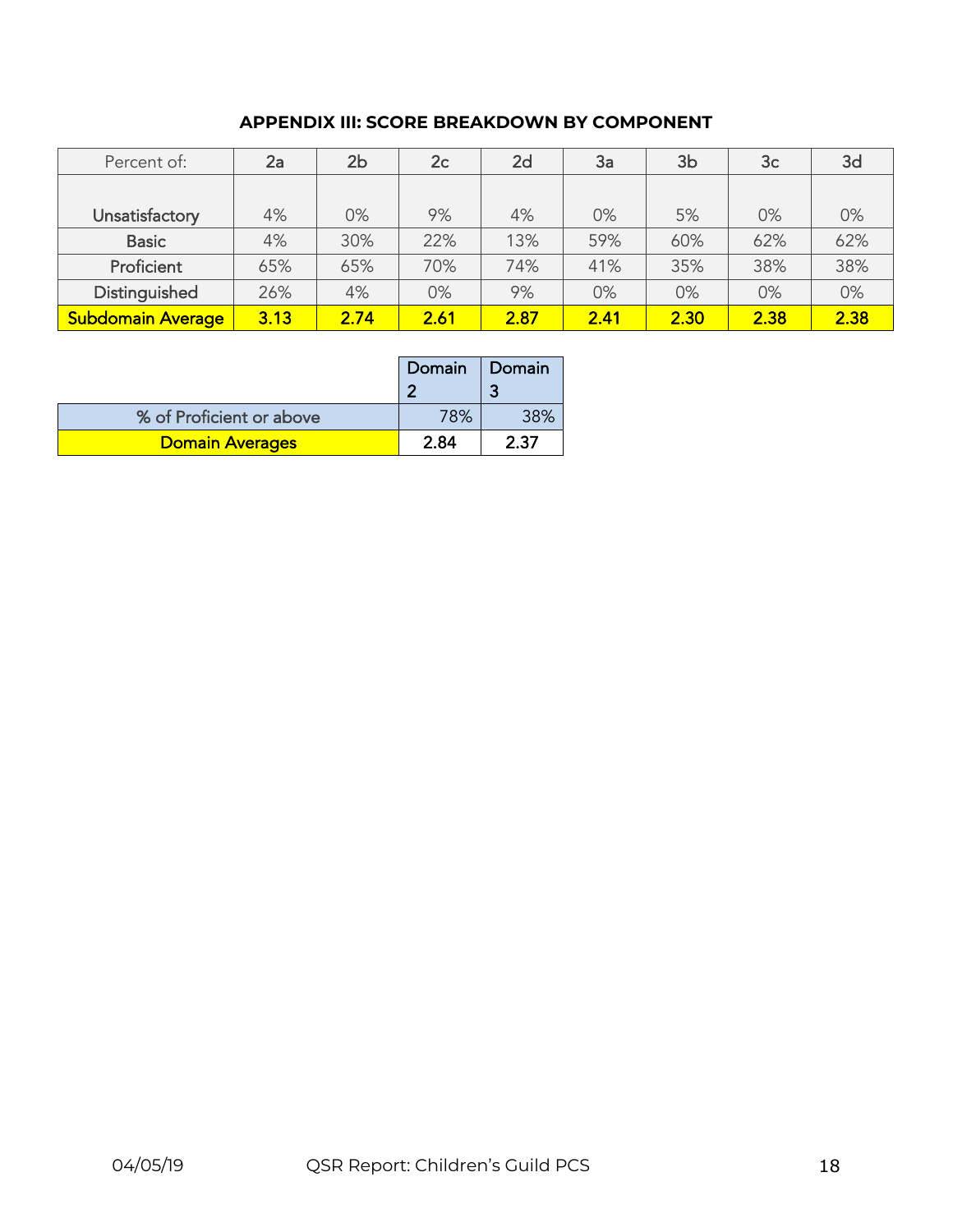## APPENDIX III: SCORE BREAKDOWN BY COMPONENT

| Percent of: | 2a | 2b | 2c | 2d | 3a | 3b | 3c | 3d |
|---|---|---|---|---|---|---|---|---|
| Unsatisfactory | 4% | 0% | 9% | 4% | 0% | 5% | 0% | 0% |
| Basic | 4% | 30% | 22% | 13% | 59% | 60% | 62% | 62% |
| Proficient | 65% | 65% | 70% | 74% | 41% | 35% | 38% | 38% |
| Distinguished | 26% | 4% | 0% | 9% | 0% | 0% | 0% | 0% |
| Subdomain Average | 3.13 | 2.74 | 2.61 | 2.87 | 2.41 | 2.30 | 2.38 | 2.38 |

| | Domain 2 | Domain 3 |
|---|---|---|
| % of Proficient or above | 78% | 38% |
| Domain Averages | 2.84 | 2.37 |